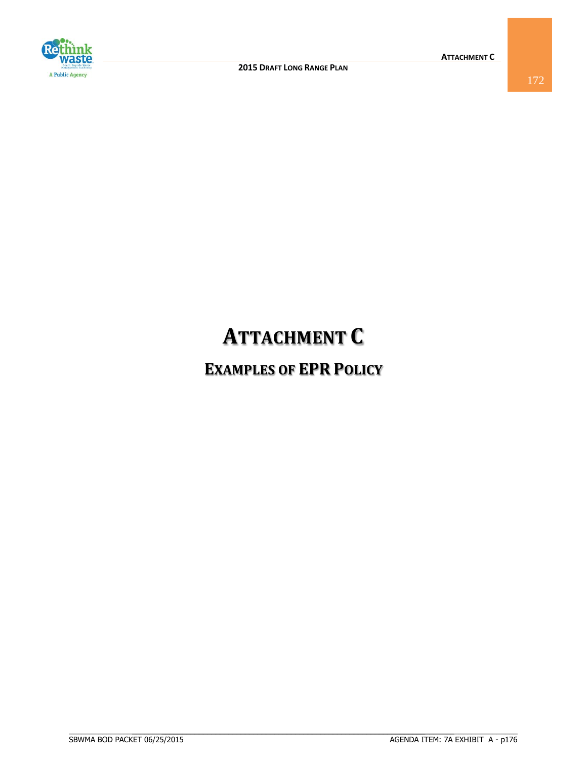# ATTACHMENT C

## EXAMPLES OF EPR POLICY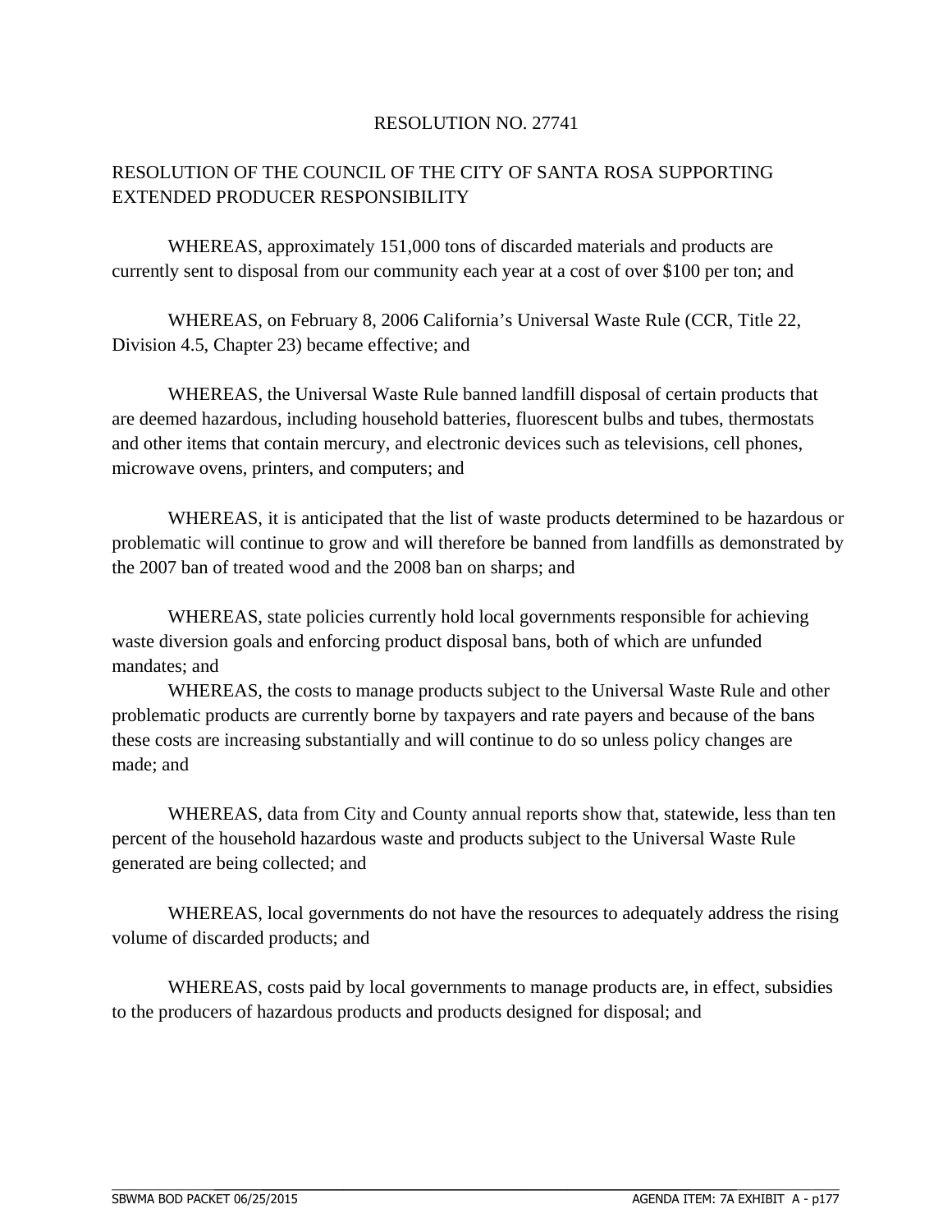RESOLUTION NO. 27741

RESOLUTION OF THE COUNCIL OF THE CITY OF SANTA ROSA SUPPORTING EXTENDED PRODUCER RESPONSIBILITY

WHEREAS, approximately 151,000 tons of discarded materials and products are currently sent to disposal from our community each year at a cost of over $100 per ton; and

WHEREAS, on February 8, 2006 California's Universal Waste Rule (CCR, Title 22, Division 4.5, Chapter 23) became effective; and

WHEREAS, the Universal Waste Rule banned landfill disposal of certain products that are deemed hazardous, including household batteries, fluorescent bulbs and tubes, thermostats and other items that contain mercury, and electronic devices such as televisions, cell phones, microwave ovens, printers, and computers; and

WHEREAS, it is anticipated that the list of waste products determined to be hazardous or problematic will continue to grow and will therefore be banned from landfills as demonstrated by the 2007 ban of treated wood and the 2008 ban on sharps; and

WHEREAS, state policies currently hold local governments responsible for achieving waste diversion goals and enforcing product disposal bans, both of which are unfunded mandates; and

WHEREAS, the costs to manage products subject to the Universal Waste Rule and other problematic products are currently borne by taxpayers and rate payers and because of the bans these costs are increasing substantially and will continue to do so unless policy changes are made; and

WHEREAS, data from City and County annual reports show that, statewide, less than ten percent of the household hazardous waste and products subject to the Universal Waste Rule generated are being collected; and

WHEREAS, local governments do not have the resources to adequately address the rising volume of discarded products; and

WHEREAS, costs paid by local governments to manage products are, in effect, subsidies to the producers of hazardous products and products designed for disposal; and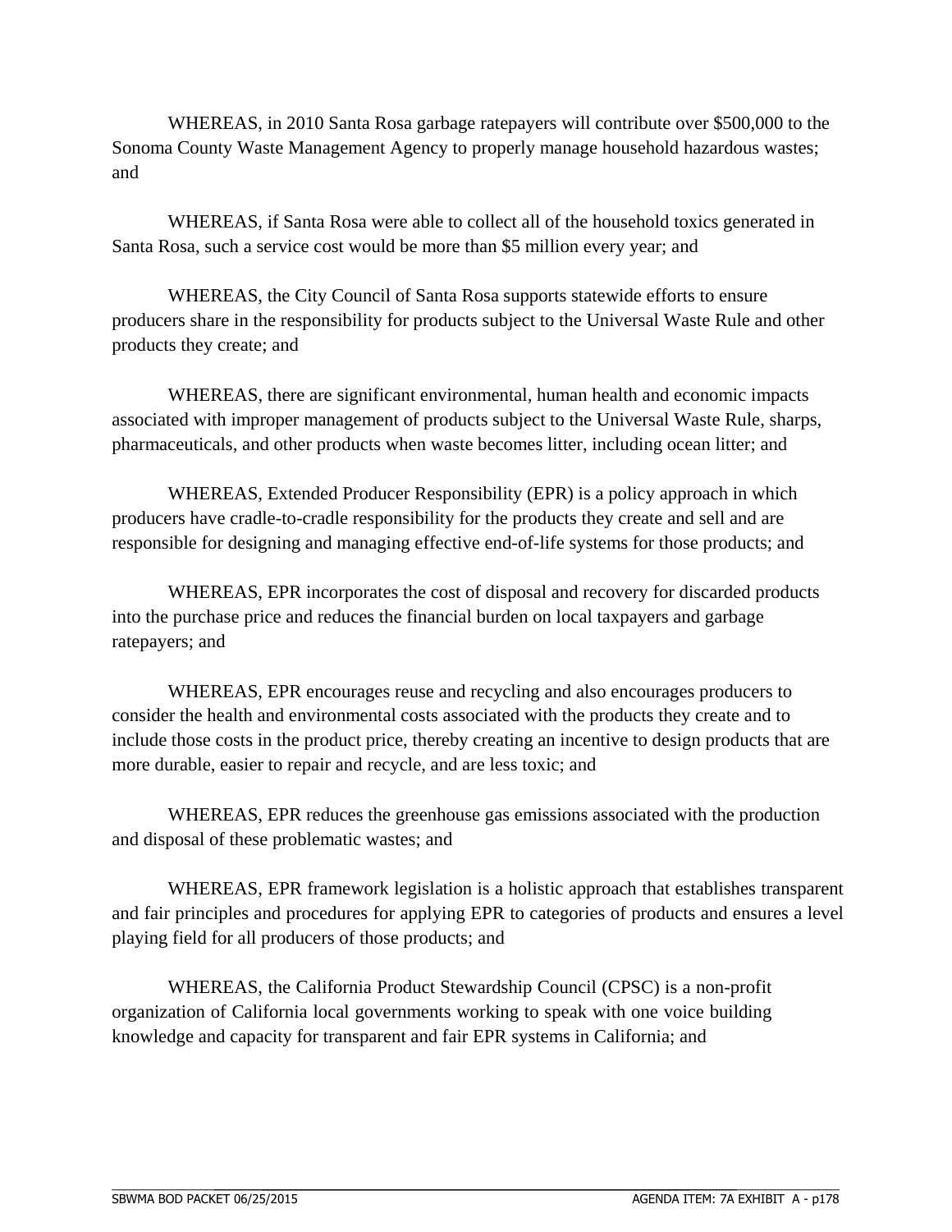WHEREAS, in 2010 Santa Rosa garbage ratepayers will contribute over $500,000 to the Sonoma County Waste Management Agency to properly manage household hazardous wastes; and

WHEREAS, if Santa Rosa were able to collect all of the household toxics generated in Santa Rosa, such a service cost would be more than $5 million every year; and

WHEREAS, the City Council of Santa Rosa supports statewide efforts to ensure producers share in the responsibility for products subject to the Universal Waste Rule and other products they create; and

WHEREAS, there are significant environmental, human health and economic impacts associated with improper management of products subject to the Universal Waste Rule, sharps, pharmaceuticals, and other products when waste becomes litter, including ocean litter; and

WHEREAS, Extended Producer Responsibility (EPR) is a policy approach in which producers have cradle-to-cradle responsibility for the products they create and sell and are responsible for designing and managing effective end-of-life systems for those products; and

WHEREAS, EPR incorporates the cost of disposal and recovery for discarded products into the purchase price and reduces the financial burden on local taxpayers and garbage ratepayers; and

WHEREAS, EPR encourages reuse and recycling and also encourages producers to consider the health and environmental costs associated with the products they create and to include those costs in the product price, thereby creating an incentive to design products that are more durable, easier to repair and recycle, and are less toxic; and

WHEREAS, EPR reduces the greenhouse gas emissions associated with the production and disposal of these problematic wastes; and

WHEREAS, EPR framework legislation is a holistic approach that establishes transparent and fair principles and procedures for applying EPR to categories of products and ensures a level playing field for all producers of those products; and

WHEREAS, the California Product Stewardship Council (CPSC) is a non-profit organization of California local governments working to speak with one voice building knowledge and capacity for transparent and fair EPR systems in California; and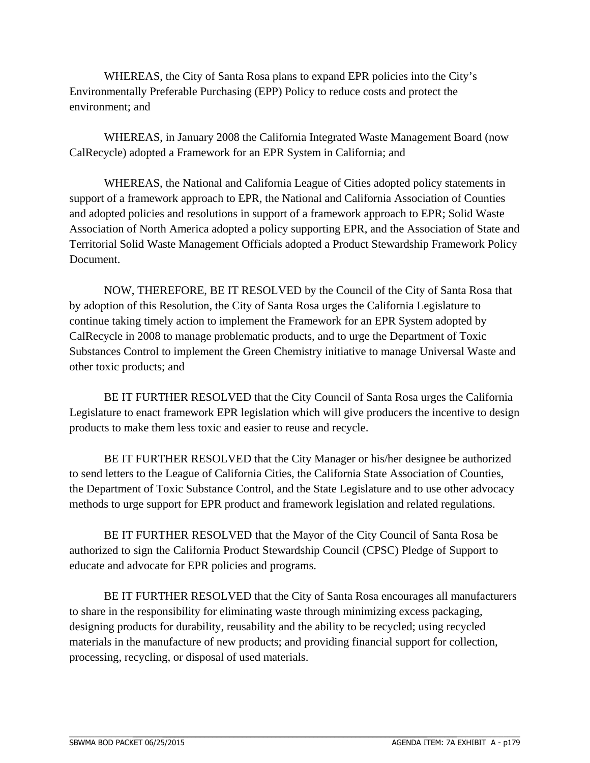WHEREAS, the City of Santa Rosa plans to expand EPR policies into the City's Environmentally Preferable Purchasing (EPP) Policy to reduce costs and protect the environment; and

WHEREAS, in January 2008 the California Integrated Waste Management Board (now CalRecycle) adopted a Framework for an EPR System in California; and

WHEREAS, the National and California League of Cities adopted policy statements in support of a framework approach to EPR, the National and California Association of Counties and adopted policies and resolutions in support of a framework approach to EPR; Solid Waste Association of North America adopted a policy supporting EPR, and the Association of State and Territorial Solid Waste Management Officials adopted a Product Stewardship Framework Policy Document.

NOW, THEREFORE, BE IT RESOLVED by the Council of the City of Santa Rosa that by adoption of this Resolution, the City of Santa Rosa urges the California Legislature to continue taking timely action to implement the Framework for an EPR System adopted by CalRecycle in 2008 to manage problematic products, and to urge the Department of Toxic Substances Control to implement the Green Chemistry initiative to manage Universal Waste and other toxic products; and

BE IT FURTHER RESOLVED that the City Council of Santa Rosa urges the California Legislature to enact framework EPR legislation which will give producers the incentive to design products to make them less toxic and easier to reuse and recycle.

BE IT FURTHER RESOLVED that the City Manager or his/her designee be authorized to send letters to the League of California Cities, the California State Association of Counties, the Department of Toxic Substance Control, and the State Legislature and to use other advocacy methods to urge support for EPR product and framework legislation and related regulations.

BE IT FURTHER RESOLVED that the Mayor of the City Council of Santa Rosa be authorized to sign the California Product Stewardship Council (CPSC) Pledge of Support to educate and advocate for EPR policies and programs.

BE IT FURTHER RESOLVED that the City of Santa Rosa encourages all manufacturers to share in the responsibility for eliminating waste through minimizing excess packaging, designing products for durability, reusability and the ability to be recycled; using recycled materials in the manufacture of new products; and providing financial support for collection, processing, recycling, or disposal of used materials.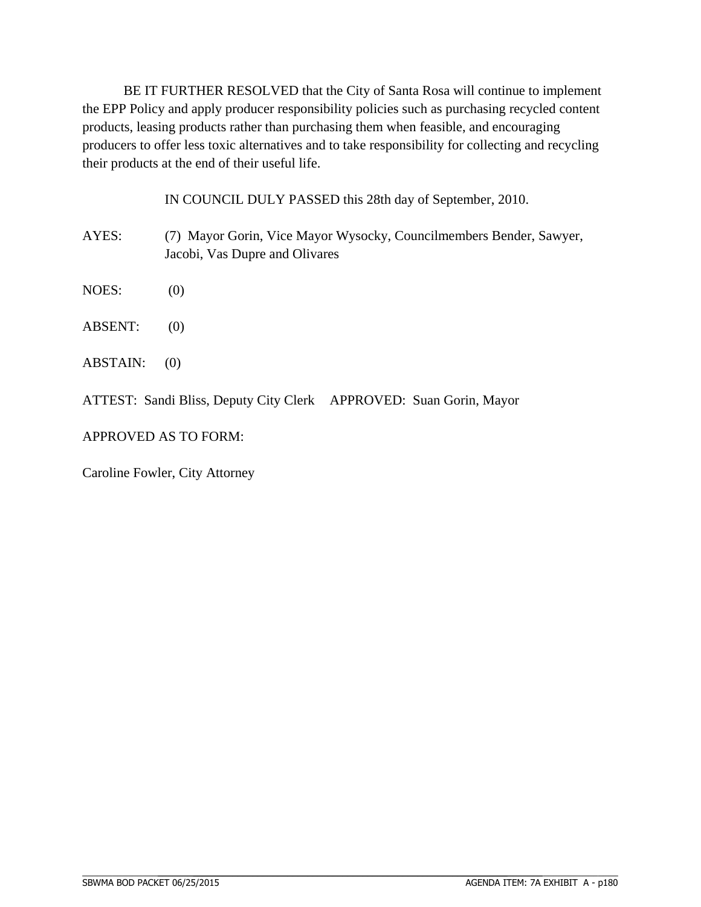BE IT FURTHER RESOLVED that the City of Santa Rosa will continue to implement the EPP Policy and apply producer responsibility policies such as purchasing recycled content products, leasing products rather than purchasing them when feasible, and encouraging producers to offer less toxic alternatives and to take responsibility for collecting and recycling their products at the end of their useful life.

IN COUNCIL DULY PASSED this 28th day of September, 2010.

AYES: (7) Mayor Gorin, Vice Mayor Wysocky, Councilmembers Bender, Sawyer, Jacobi, Vas Dupre and Olivares

NOES: (0)

ABSENT: (0)

ABSTAIN: (0)

ATTEST: Sandi Bliss, Deputy City Clerk APPROVED: Suan Gorin, Mayor

APPROVED AS TO FORM:

Caroline Fowler, City Attorney